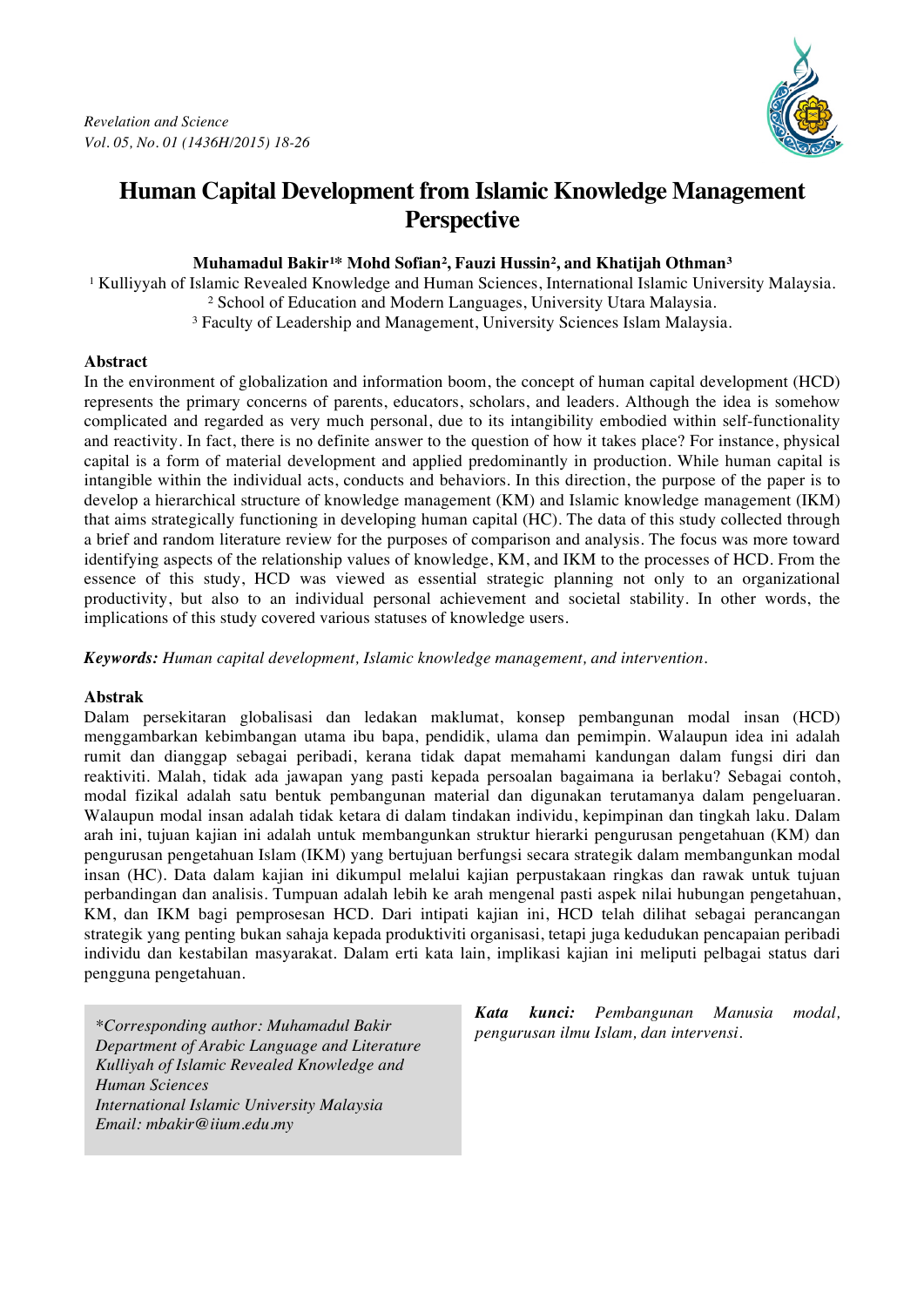# Human Capital Development from Islamic Knowledge Management Perspective

**Muhamadul Bakir[1]\* Mohd Sofian[2], Fauzi Hussin[2], and Khatijah Othman[3]**

[1] Kulliyyah of Islamic Revealed Knowledge and Human Sciences, International Islamic University Malaysia.
[2] School of Education and Modern Languages, University Utara Malaysia.
[3] Faculty of Leadership and Management, University Sciences Islam Malaysia.

## Abstract

In the environment of globalization and information boom, the concept of human capital development (HCD) represents the primary concerns of parents, educators, scholars, and leaders. Although the idea is somehow complicated and regarded as very much personal, due to its intangibility embodied within self-functionality and reactivity. In fact, there is no definite answer to the question of how it takes place? For instance, physical capital is a form of material development and applied predominantly in production. While human capital is intangible within the individual acts, conducts and behaviors. In this direction, the purpose of the paper is to develop a hierarchical structure of knowledge management (KM) and Islamic knowledge management (IKM) that aims strategically functioning in developing human capital (HC). The data of this study collected through a brief and random literature review for the purposes of comparison and analysis. The focus was more toward identifying aspects of the relationship values of knowledge, KM, and IKM to the processes of HCD. From the essence of this study, HCD was viewed as essential strategic planning not only to an organizational productivity, but also to an individual personal achievement and societal stability. In other words, the implications of this study covered various statuses of knowledge users.

***Keywords:*** *Human capital development, Islamic knowledge management, and intervention.*

## Abstrak

Dalam persekitaran globalisasi dan ledakan maklumat, konsep pembangunan modal insan (HCD) menggambarkan kebimbangan utama ibu bapa, pendidik, ulama dan pemimpin. Walaupun idea ini adalah rumit dan dianggap sebagai peribadi, kerana tidak dapat memahami kandungan dalam fungsi diri dan reaktiviti. Malah, tidak ada jawapan yang pasti kepada persoalan bagaimana ia berlaku? Sebagai contoh, modal fizikal adalah satu bentuk pembangunan material dan digunakan terutamanya dalam pengeluaran. Walaupun modal insan adalah tidak ketara di dalam tindakan individu, kepimpinan dan tingkah laku. Dalam arah ini, tujuan kajian ini adalah untuk membangunkan struktur hierarki pengurusan pengetahuan (KM) dan pengurusan pengetahuan Islam (IKM) yang bertujuan berfungsi secara strategik dalam membangunkan modal insan (HC). Data dalam kajian ini dikumpul melalui kajian perpustakaan ringkas dan rawak untuk tujuan perbandingan dan analisis. Tumpuan adalah lebih ke arah mengenal pasti aspek nilai hubungan pengetahuan, KM, dan IKM bagi pemprosesan HCD. Dari intipati kajian ini, HCD telah dilihat sebagai perancangan strategik yang penting bukan sahaja kepada produktiviti organisasi, tetapi juga kedudukan pencapaian peribadi individu dan kestabilan masyarakat. Dalam erti kata lain, implikasi kajian ini meliputi pelbagai status dari pengguna pengetahuan.

***Kata kunci:*** *Pembangunan Manusia modal, pengurusan ilmu Islam, dan intervensi.*

*\*Corresponding author: Muhamadul Bakir*
*Department of Arabic Language and Literature*
*Kulliyah of Islamic Revealed Knowledge and Human Sciences*
*International Islamic University Malaysia*
*Email: mbakir@iium.edu.my*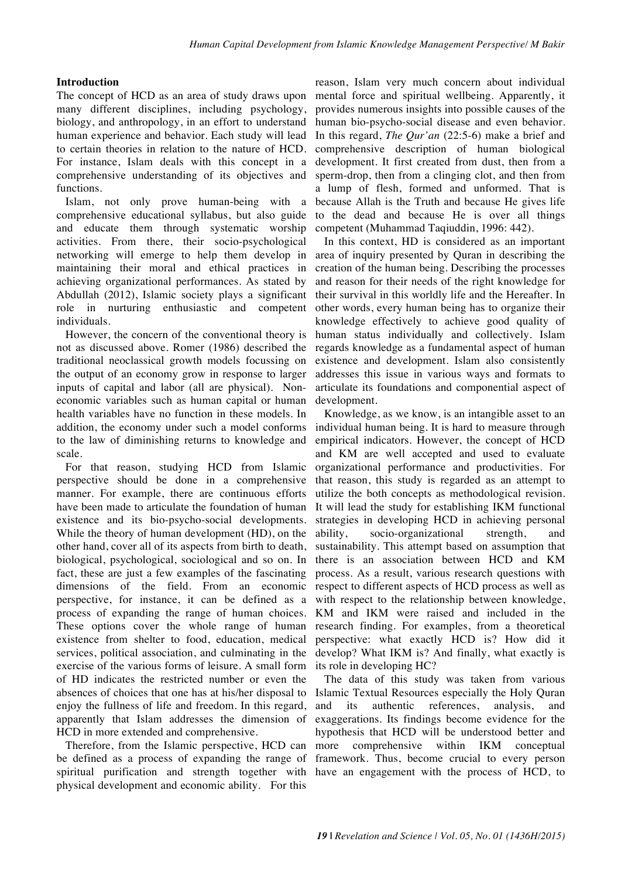## Introduction

The concept of HCD as an area of study draws upon many different disciplines, including psychology, biology, and anthropology, in an effort to understand human experience and behavior. Each study will lead to certain theories in relation to the nature of HCD. For instance, Islam deals with this concept in a comprehensive understanding of its objectives and functions.

Islam, not only prove human-being with a comprehensive educational syllabus, but also guide and educate them through systematic worship activities. From there, their socio-psychological networking will emerge to help them develop in maintaining their moral and ethical practices in achieving organizational performances. As stated by Abdullah (2012), Islamic society plays a significant role in nurturing enthusiastic and competent individuals.

However, the concern of the conventional theory is not as discussed above. Romer (1986) described the traditional neoclassical growth models focussing on the output of an economy grow in response to larger inputs of capital and labor (all are physical). Non-economic variables such as human capital or human health variables have no function in these models. In addition, the economy under such a model conforms to the law of diminishing returns to knowledge and scale.

For that reason, studying HCD from Islamic perspective should be done in a comprehensive manner. For example, there are continuous efforts have been made to articulate the foundation of human existence and its bio-psycho-social developments. While the theory of human development (HD), on the other hand, cover all of its aspects from birth to death, biological, psychological, sociological and so on. In fact, these are just a few examples of the fascinating dimensions of the field. From an economic perspective, for instance, it can be defined as a process of expanding the range of human choices. These options cover the whole range of human existence from shelter to food, education, medical services, political association, and culminating in the exercise of the various forms of leisure. A small form of HD indicates the restricted number or even the absences of choices that one has at his/her disposal to enjoy the fullness of life and freedom. In this regard, apparently that Islam addresses the dimension of HCD in more extended and comprehensive.

Therefore, from the Islamic perspective, HCD can be defined as a process of expanding the range of spiritual purification and strength together with physical development and economic ability. For this reason, Islam very much concern about individual mental force and spiritual wellbeing. Apparently, it provides numerous insights into possible causes of the human bio-psycho-social disease and even behavior. In this regard, *The Qur'an* (22:5-6) make a brief and comprehensive description of human biological development. It first created from dust, then from a sperm-drop, then from a clinging clot, and then from a lump of flesh, formed and unformed. That is because Allah is the Truth and because He gives life to the dead and because He is over all things competent (Muhammad Taqiuddin, 1996: 442).

In this context, HD is considered as an important area of inquiry presented by Quran in describing the creation of the human being. Describing the processes and reason for their needs of the right knowledge for their survival in this worldly life and the Hereafter. In other words, every human being has to organize their knowledge effectively to achieve good quality of human status individually and collectively. Islam regards knowledge as a fundamental aspect of human existence and development. Islam also consistently addresses this issue in various ways and formats to articulate its foundations and componential aspect of development.

Knowledge, as we know, is an intangible asset to an individual human being. It is hard to measure through empirical indicators. However, the concept of HCD and KM are well accepted and used to evaluate organizational performance and productivities. For that reason, this study is regarded as an attempt to utilize the both concepts as methodological revision. It will lead the study for establishing IKM functional strategies in developing HCD in achieving personal ability, socio-organizational strength, and sustainability. This attempt based on assumption that there is an association between HCD and KM process. As a result, various research questions with respect to different aspects of HCD process as well as with respect to the relationship between knowledge, KM and IKM were raised and included in the research finding. For examples, from a theoretical perspective: what exactly HCD is? How did it develop? What IKM is? And finally, what exactly is its role in developing HC?

The data of this study was taken from various Islamic Textual Resources especially the Holy Quran and its authentic references, analysis, and exaggerations. Its findings become evidence for the hypothesis that HCD will be understood better and more comprehensive within IKM conceptual framework. Thus, become crucial to every person have an engagement with the process of HCD, to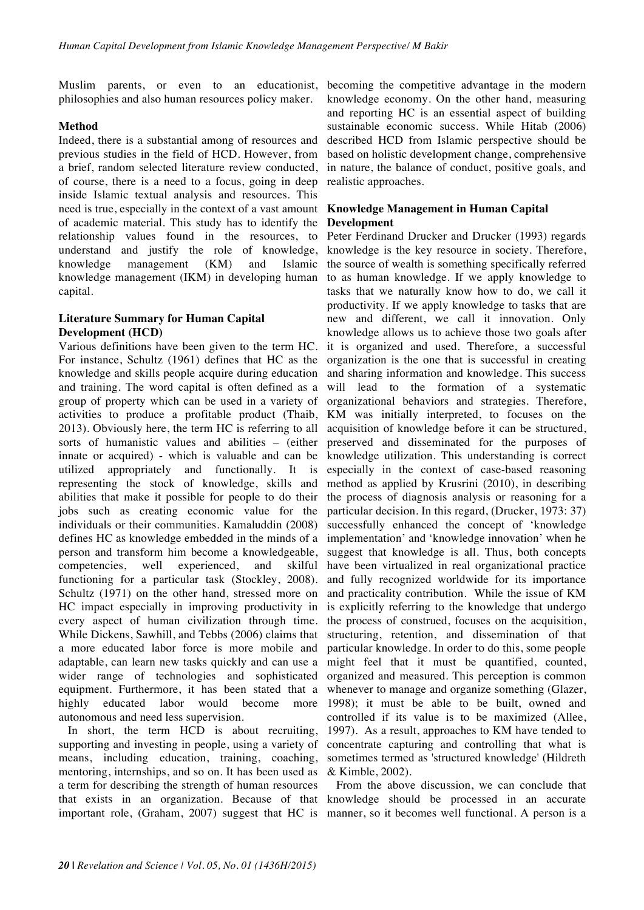Muslim parents, or even to an educationist, philosophies and also human resources policy maker.

**Method**

Indeed, there is a substantial among of resources and previous studies in the field of HCD. However, from a brief, random selected literature review conducted, of course, there is a need to a focus, going in deep inside Islamic textual analysis and resources. This need is true, especially in the context of a vast amount of academic material. This study has to identify the relationship values found in the resources, to understand and justify the role of knowledge, knowledge management (KM) and Islamic knowledge management (IKM) in developing human capital.

**Literature Summary for Human Capital Development (HCD)**

Various definitions have been given to the term HC. For instance, Schultz (1961) defines that HC as the knowledge and skills people acquire during education and training. The word capital is often defined as a group of property which can be used in a variety of activities to produce a profitable product (Thaib, 2013). Obviously here, the term HC is referring to all sorts of humanistic values and abilities – (either innate or acquired) - which is valuable and can be utilized appropriately and functionally. It is representing the stock of knowledge, skills and abilities that make it possible for people to do their jobs such as creating economic value for the individuals or their communities. Kamaluddin (2008) defines HC as knowledge embedded in the minds of a person and transform him become a knowledgeable, competencies, well experienced, and skilful functioning for a particular task (Stockley, 2008). Schultz (1971) on the other hand, stressed more on HC impact especially in improving productivity in every aspect of human civilization through time. While Dickens, Sawhill, and Tebbs (2006) claims that a more educated labor force is more mobile and adaptable, can learn new tasks quickly and can use a wider range of technologies and sophisticated equipment. Furthermore, it has been stated that a highly educated labor would become more autonomous and need less supervision.

In short, the term HCD is about recruiting, supporting and investing in people, using a variety of means, including education, training, coaching, mentoring, internships, and so on. It has been used as a term for describing the strength of human resources that exists in an organization. Because of that important role, (Graham, 2007) suggest that HC is becoming the competitive advantage in the modern knowledge economy. On the other hand, measuring and reporting HC is an essential aspect of building sustainable economic success. While Hitab (2006) described HCD from Islamic perspective should be based on holistic development change, comprehensive in nature, the balance of conduct, positive goals, and realistic approaches.

**Knowledge Management in Human Capital Development**

Peter Ferdinand Drucker and Drucker (1993) regards knowledge is the key resource in society. Therefore, the source of wealth is something specifically referred to as human knowledge. If we apply knowledge to tasks that we naturally know how to do, we call it productivity. If we apply knowledge to tasks that are new and different, we call it innovation. Only knowledge allows us to achieve those two goals after it is organized and used. Therefore, a successful organization is the one that is successful in creating and sharing information and knowledge. This success will lead to the formation of a systematic organizational behaviors and strategies. Therefore, KM was initially interpreted, to focuses on the acquisition of knowledge before it can be structured, preserved and disseminated for the purposes of knowledge utilization. This understanding is correct especially in the context of case-based reasoning method as applied by Krusrini (2010), in describing the process of diagnosis analysis or reasoning for a particular decision. In this regard, (Drucker, 1973: 37) successfully enhanced the concept of 'knowledge implementation' and 'knowledge innovation' when he suggest that knowledge is all. Thus, both concepts have been virtualized in real organizational practice and fully recognized worldwide for its importance and practicality contribution. While the issue of KM is explicitly referring to the knowledge that undergo the process of construed, focuses on the acquisition, structuring, retention, and dissemination of that particular knowledge. In order to do this, some people might feel that it must be quantified, counted, organized and measured. This perception is common whenever to manage and organize something (Glazer, 1998); it must be able to be built, owned and controlled if its value is to be maximized (Allee, 1997). As a result, approaches to KM have tended to concentrate capturing and controlling that what is sometimes termed as 'structured knowledge' (Hildreth & Kimble, 2002).

From the above discussion, we can conclude that knowledge should be processed in an accurate manner, so it becomes well functional. A person is a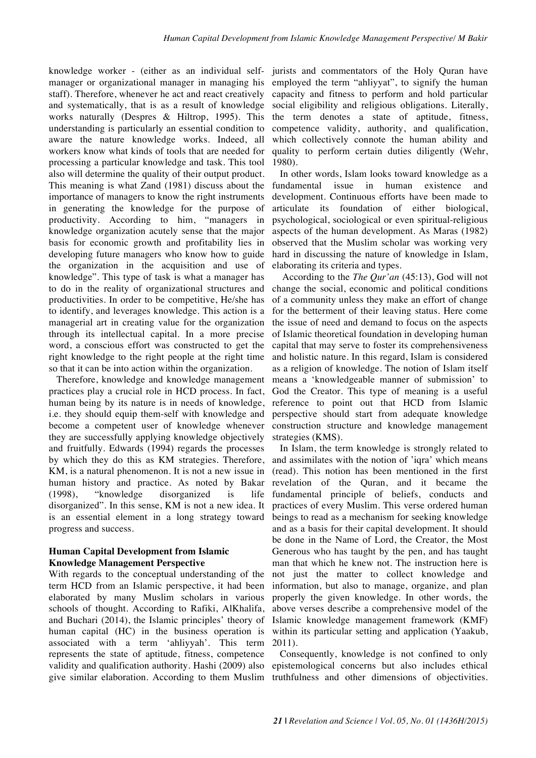knowledge worker - (either as an individual self-manager or organizational manager in managing his staff). Therefore, whenever he act and react creatively and systematically, that is as a result of knowledge works naturally (Despres & Hiltrop, 1995). This understanding is particularly an essential condition to aware the nature knowledge works. Indeed, all workers know what kinds of tools that are needed for processing a particular knowledge and task. This tool also will determine the quality of their output product. This meaning is what Zand (1981) discuss about the importance of managers to know the right instruments in generating the knowledge for the purpose of productivity. According to him, "managers in knowledge organization acutely sense that the major basis for economic growth and profitability lies in developing future managers who know how to guide the organization in the acquisition and use of knowledge". This type of task is what a manager has to do in the reality of organizational structures and productivities. In order to be competitive, He/she has to identify, and leverages knowledge. This action is a managerial art in creating value for the organization through its intellectual capital. In a more precise word, a conscious effort was constructed to get the right knowledge to the right people at the right time so that it can be into action within the organization.

Therefore, knowledge and knowledge management practices play a crucial role in HCD process. In fact, human being by its nature is in needs of knowledge, i.e. they should equip them-self with knowledge and become a competent user of knowledge whenever they are successfully applying knowledge objectively and fruitfully. Edwards (1994) regards the processes by which they do this as KM strategies. Therefore, KM, is a natural phenomenon. It is not a new issue in human history and practice. As noted by Bakar (1998), "knowledge disorganized is life disorganized". In this sense, KM is not a new idea. It is an essential element in a long strategy toward progress and success.

## Human Capital Development from Islamic Knowledge Management Perspective

With regards to the conceptual understanding of the term HCD from an Islamic perspective, it had been elaborated by many Muslim scholars in various schools of thought. According to Rafiki, AlKhalifa, and Buchari (2014), the Islamic principles' theory of human capital (HC) in the business operation is associated with a term 'ahliyyah'. This term represents the state of aptitude, fitness, competence validity and qualification authority. Hashi (2009) also give similar elaboration. According to them Muslim jurists and commentators of the Holy Quran have employed the term "ahliyyat", to signify the human capacity and fitness to perform and hold particular social eligibility and religious obligations. Literally, the term denotes a state of aptitude, fitness, competence validity, authority, and qualification, which collectively connote the human ability and quality to perform certain duties diligently (Wehr, 1980).

In other words, Islam looks toward knowledge as a fundamental issue in human existence and development. Continuous efforts have been made to articulate its foundation of either biological, psychological, sociological or even spiritual-religious aspects of the human development. As Maras (1982) observed that the Muslim scholar was working very hard in discussing the nature of knowledge in Islam, elaborating its criteria and types.

According to the *The Qur'an* (45:13), God will not change the social, economic and political conditions of a community unless they make an effort of change for the betterment of their leaving status. Here come the issue of need and demand to focus on the aspects of Islamic theoretical foundation in developing human capital that may serve to foster its comprehensiveness and holistic nature. In this regard, Islam is considered as a religion of knowledge. The notion of Islam itself means a 'knowledgeable manner of submission' to God the Creator. This type of meaning is a useful reference to point out that HCD from Islamic perspective should start from adequate knowledge construction structure and knowledge management strategies (KMS).

In Islam, the term knowledge is strongly related to and assimilates with the notion of 'iqra' which means (read). This notion has been mentioned in the first revelation of the Quran, and it became the fundamental principle of beliefs, conducts and practices of every Muslim. This verse ordered human beings to read as a mechanism for seeking knowledge and as a basis for their capital development. It should be done in the Name of Lord, the Creator, the Most Generous who has taught by the pen, and has taught man that which he knew not. The instruction here is not just the matter to collect knowledge and information, but also to manage, organize, and plan properly the given knowledge. In other words, the above verses describe a comprehensive model of the Islamic knowledge management framework (KMF) within its particular setting and application (Yaakub, 2011).

Consequently, knowledge is not confined to only epistemological concerns but also includes ethical truthfulness and other dimensions of objectivities.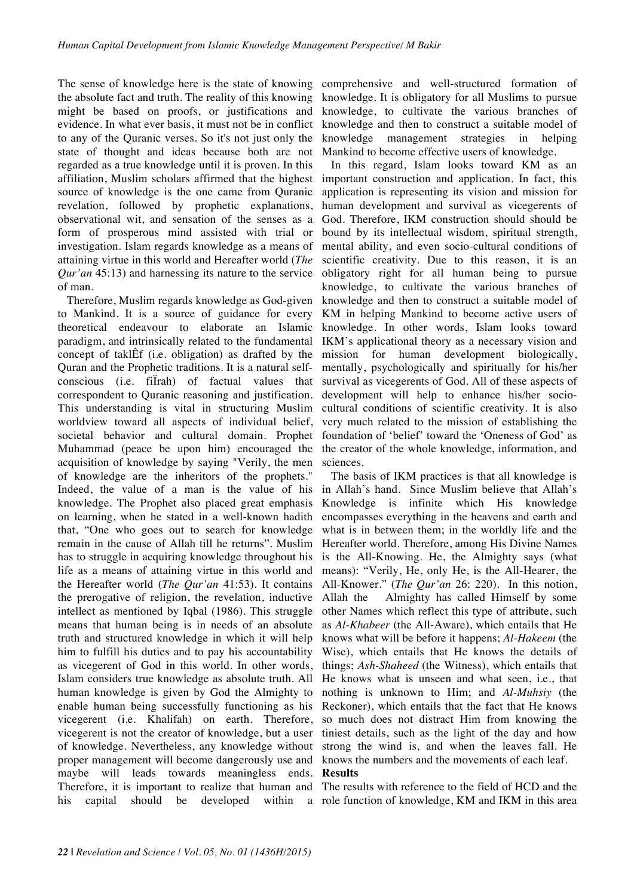The sense of knowledge here is the state of knowing the absolute fact and truth. The reality of this knowing might be based on proofs, or justifications and evidence. In what ever basis, it must not be in conflict to any of the Quranic verses. So it's not just only the state of thought and ideas because both are not regarded as a true knowledge until it is proven. In this affiliation, Muslim scholars affirmed that the highest source of knowledge is the one came from Quranic revelation, followed by prophetic explanations, observational wit, and sensation of the senses as a form of prosperous mind assisted with trial or investigation. Islam regards knowledge as a means of attaining virtue in this world and Hereafter world (*The Qur'an* 45:13) and harnessing its nature to the service of man.

Therefore, Muslim regards knowledge as God-given to Mankind. It is a source of guidance for every theoretical endeavour to elaborate an Islamic paradigm, and intrinsically related to the fundamental concept of taklÊf (i.e. obligation) as drafted by the Quran and the Prophetic traditions. It is a natural self-conscious (i.e. fiÏrah) of factual values that correspondent to Quranic reasoning and justification. This understanding is vital in structuring Muslim worldview toward all aspects of individual belief, societal behavior and cultural domain. Prophet Muhammad (peace be upon him) encouraged the acquisition of knowledge by saying "Verily, the men of knowledge are the inheritors of the prophets." Indeed, the value of a man is the value of his knowledge. The Prophet also placed great emphasis on learning, when he stated in a well-known hadith that, "One who goes out to search for knowledge remain in the cause of Allah till he returns". Muslim has to struggle in acquiring knowledge throughout his life as a means of attaining virtue in this world and the Hereafter world (*The Qur'an* 41:53). It contains the prerogative of religion, the revelation, inductive intellect as mentioned by Iqbal (1986). This struggle means that human being is in needs of an absolute truth and structured knowledge in which it will help him to fulfill his duties and to pay his accountability as vicegerent of God in this world. In other words, Islam considers true knowledge as absolute truth. All human knowledge is given by God the Almighty to enable human being successfully functioning as his vicegerent (i.e. Khalifah) on earth. Therefore, vicegerent is not the creator of knowledge, but a user of knowledge. Nevertheless, any knowledge without proper management will become dangerously use and maybe will leads towards meaningless ends. Therefore, it is important to realize that human and his capital should be developed within a comprehensive and well-structured formation of knowledge. It is obligatory for all Muslims to pursue knowledge, to cultivate the various branches of knowledge and then to construct a suitable model of knowledge management strategies in helping Mankind to become effective users of knowledge.

In this regard, Islam looks toward KM as an important construction and application. In fact, this application is representing its vision and mission for human development and survival as vicegerents of God. Therefore, IKM construction should should be bound by its intellectual wisdom, spiritual strength, mental ability, and even socio-cultural conditions of scientific creativity. Due to this reason, it is an obligatory right for all human being to pursue knowledge, to cultivate the various branches of knowledge and then to construct a suitable model of KM in helping Mankind to become active users of knowledge. In other words, Islam looks toward IKM's applicational theory as a necessary vision and mission for human development biologically, mentally, psychologically and spiritually for his/her survival as vicegerents of God. All of these aspects of development will help to enhance his/her socio-cultural conditions of scientific creativity. It is also very much related to the mission of establishing the foundation of 'belief' toward the 'Oneness of God' as the creator of the whole knowledge, information, and sciences.

The basis of IKM practices is that all knowledge is in Allah's hand. Since Muslim believe that Allah's Knowledge is infinite which His knowledge encompasses everything in the heavens and earth and what is in between them; in the worldly life and the Hereafter world. Therefore, among His Divine Names is the All-Knowing. He, the Almighty says (what means): "Verily, He, only He, is the All-Hearer, the All-Knower." (*The Qur'an* 26: 220). In this notion, Allah the Almighty has called Himself by some other Names which reflect this type of attribute, such as *Al-Khabeer* (the All-Aware), which entails that He knows what will be before it happens; *Al-Hakeem* (the Wise), which entails that He knows the details of things; *Ash-Shaheed* (the Witness), which entails that He knows what is unseen and what seen, i.e., that nothing is unknown to Him; and *Al-Muhsiy* (the Reckoner), which entails that the fact that He knows so much does not distract Him from knowing the tiniest details, such as the light of the day and how strong the wind is, and when the leaves fall. He knows the numbers and the movements of each leaf.

**Results**

The results with reference to the field of HCD and the role function of knowledge, KM and IKM in this area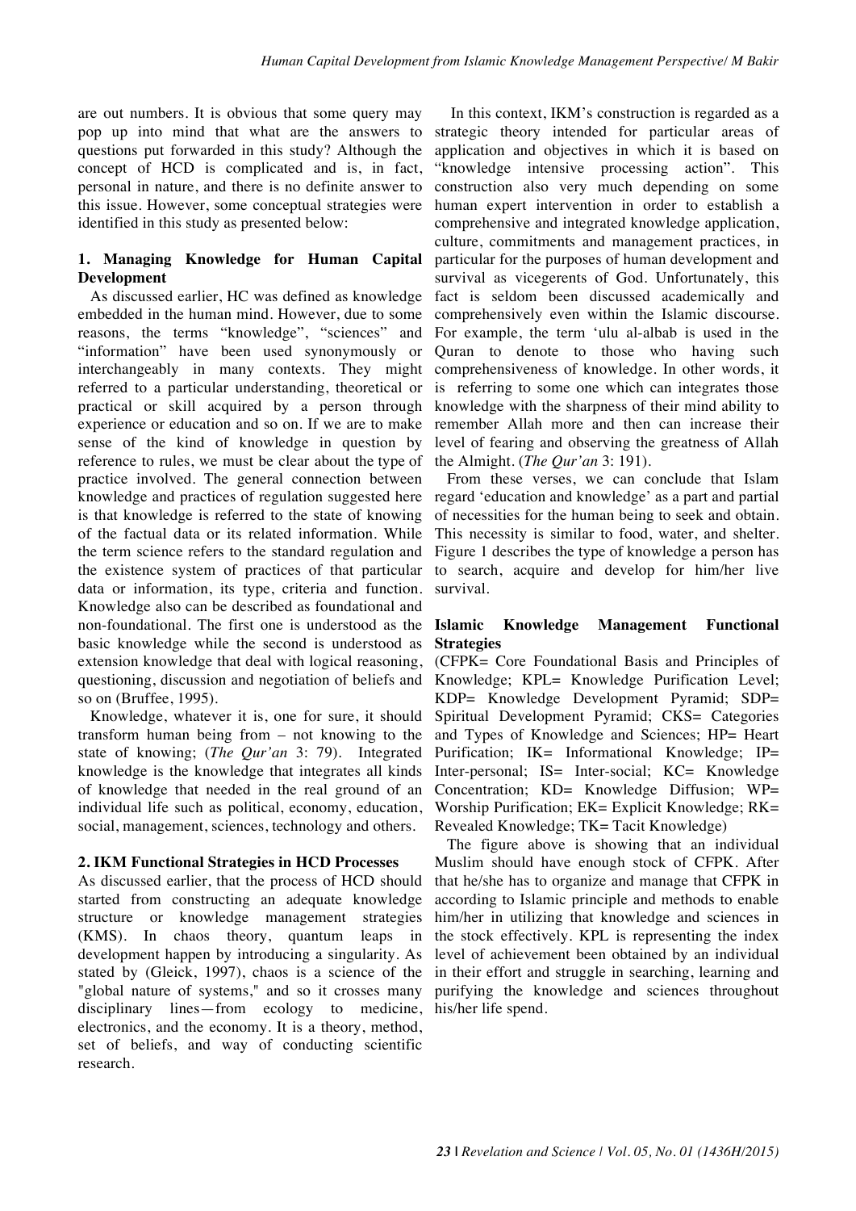are out numbers. It is obvious that some query may pop up into mind that what are the answers to questions put forwarded in this study? Although the concept of HCD is complicated and is, in fact, personal in nature, and there is no definite answer to this issue. However, some conceptual strategies were identified in this study as presented below:

### 1. Managing Knowledge for Human Capital Development

As discussed earlier, HC was defined as knowledge embedded in the human mind. However, due to some reasons, the terms "knowledge", "sciences" and "information" have been used synonymously or interchangeably in many contexts. They might referred to a particular understanding, theoretical or practical or skill acquired by a person through experience or education and so on. If we are to make sense of the kind of knowledge in question by reference to rules, we must be clear about the type of practice involved. The general connection between knowledge and practices of regulation suggested here is that knowledge is referred to the state of knowing of the factual data or its related information. While the term science refers to the standard regulation and the existence system of practices of that particular data or information, its type, criteria and function. Knowledge also can be described as foundational and non-foundational. The first one is understood as the basic knowledge while the second is understood as extension knowledge that deal with logical reasoning, questioning, discussion and negotiation of beliefs and so on (Bruffee, 1995).

Knowledge, whatever it is, one for sure, it should transform human being from – not knowing to the state of knowing; (*The Qur'an* 3: 79). Integrated knowledge is the knowledge that integrates all kinds of knowledge that needed in the real ground of an individual life such as political, economy, education, social, management, sciences, technology and others.

### 2. IKM Functional Strategies in HCD Processes

As discussed earlier, that the process of HCD should started from constructing an adequate knowledge structure or knowledge management strategies (KMS). In chaos theory, quantum leaps in development happen by introducing a singularity. As stated by (Gleick, 1997), chaos is a science of the "global nature of systems," and so it crosses many disciplinary lines—from ecology to medicine, electronics, and the economy. It is a theory, method, set of beliefs, and way of conducting scientific research.

In this context, IKM's construction is regarded as a strategic theory intended for particular areas of application and objectives in which it is based on "knowledge intensive processing action". This construction also very much depending on some human expert intervention in order to establish a comprehensive and integrated knowledge application, culture, commitments and management practices, in particular for the purposes of human development and survival as vicegerents of God. Unfortunately, this fact is seldom been discussed academically and comprehensively even within the Islamic discourse. For example, the term 'ulu al-albab is used in the Quran to denote to those who having such comprehensiveness of knowledge. In other words, it is referring to some one which can integrates those knowledge with the sharpness of their mind ability to remember Allah more and then can increase their level of fearing and observing the greatness of Allah the Almighty. (*The Qur'an* 3: 191).

From these verses, we can conclude that Islam regard 'education and knowledge' as a part and partial of necessities for the human being to seek and obtain. This necessity is similar to food, water, and shelter. Figure 1 describes the type of knowledge a person has to search, acquire and develop for him/her live survival.

**Islamic Knowledge Management Functional Strategies**

(CFPK= Core Foundational Basis and Principles of Knowledge; KPL= Knowledge Purification Level; KDP= Knowledge Development Pyramid; SDP= Spiritual Development Pyramid; CKS= Categories and Types of Knowledge and Sciences; HP= Heart Purification; IK= Informational Knowledge; IP= Inter-personal; IS= Inter-social; KC= Knowledge Concentration; KD= Knowledge Diffusion; WP= Worship Purification; EK= Explicit Knowledge; RK= Revealed Knowledge; TK= Tacit Knowledge)

The figure above is showing that an individual Muslim should have enough stock of CFPK. After that he/she has to organize and manage that CFPK in according to Islamic principle and methods to enable him/her in utilizing that knowledge and sciences in the stock effectively. KPL is representing the index level of achievement been obtained by an individual in their effort and struggle in searching, learning and purifying the knowledge and sciences throughout his/her life spend.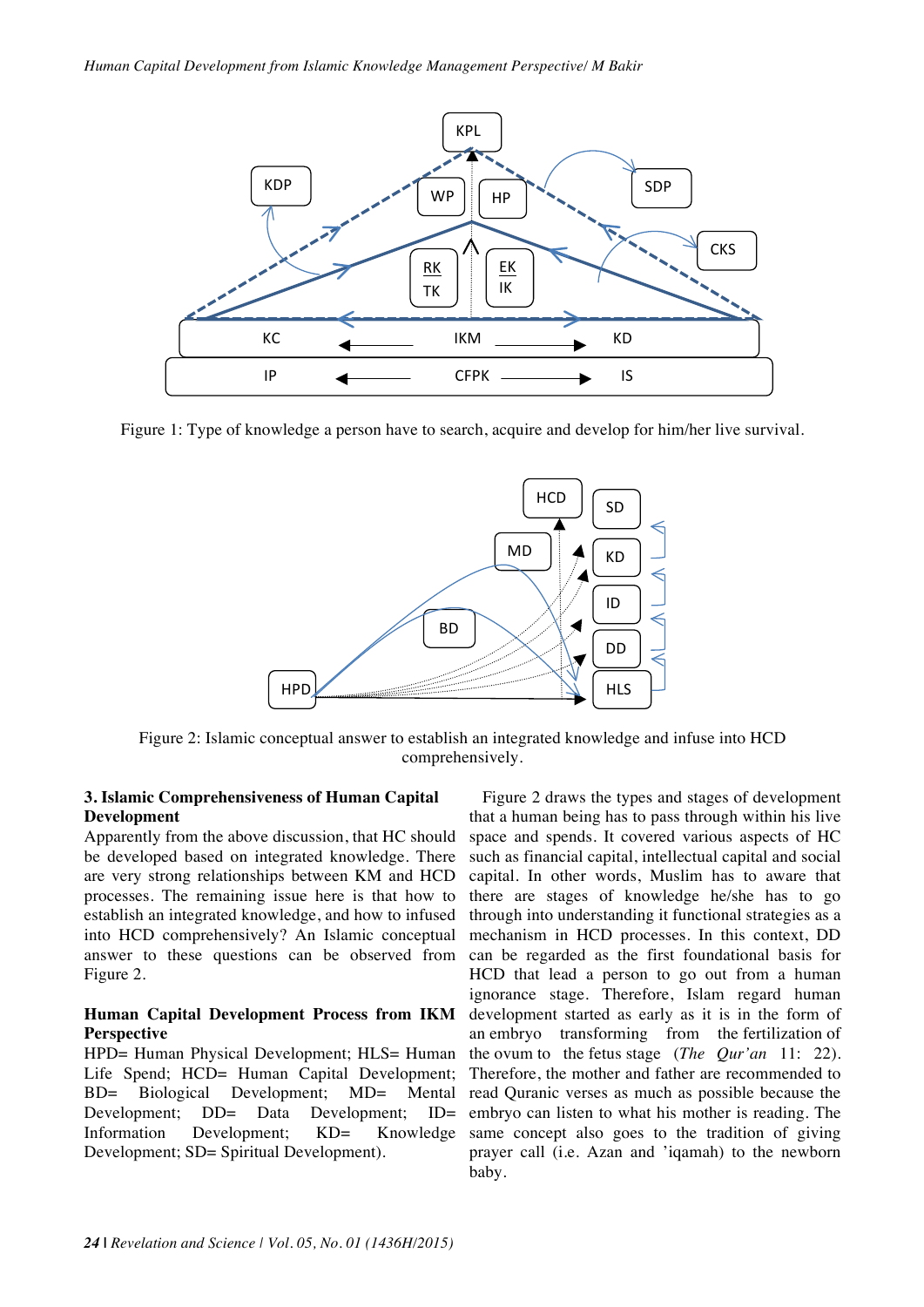Figure 1: Type of knowledge a person have to search, acquire and develop for him/her live survival.

Figure 2: Islamic conceptual answer to establish an integrated knowledge and infuse into HCD comprehensively.

## 3. Islamic Comprehensiveness of Human Capital Development

Apparently from the above discussion, that HC should be developed based on integrated knowledge. There are very strong relationships between KM and HCD processes. The remaining issue here is that how to establish an integrated knowledge, and how to infused into HCD comprehensively? An Islamic conceptual answer to these questions can be observed from Figure 2.

**Human Capital Development Process from IKM Perspective**

HPD= Human Physical Development; HLS= Human Life Spend; HCD= Human Capital Development; BD= Biological Development; MD= Mental Development; DD= Data Development; ID= Information Development; KD= Knowledge Development; SD= Spiritual Development).

Figure 2 draws the types and stages of development that a human being has to pass through within his live space and spends. It covered various aspects of HC such as financial capital, intellectual capital and social capital. In other words, Muslim has to aware that there are stages of knowledge he/she has to go through into understanding it functional strategies as a mechanism in HCD processes. In this context, DD can be regarded as the first foundational basis for HCD that lead a person to go out from a human ignorance stage. Therefore, Islam regard human development started as early as it is in the form of an embryo transforming from the fertilization of the ovum to the fetus stage (*The Qur'an* 11: 22). Therefore, the mother and father are recommended to read Quranic verses as much as possible because the embryo can listen to what his mother is reading. The same concept also goes to the tradition of giving prayer call (i.e. Azan and 'iqamah) to the newborn baby.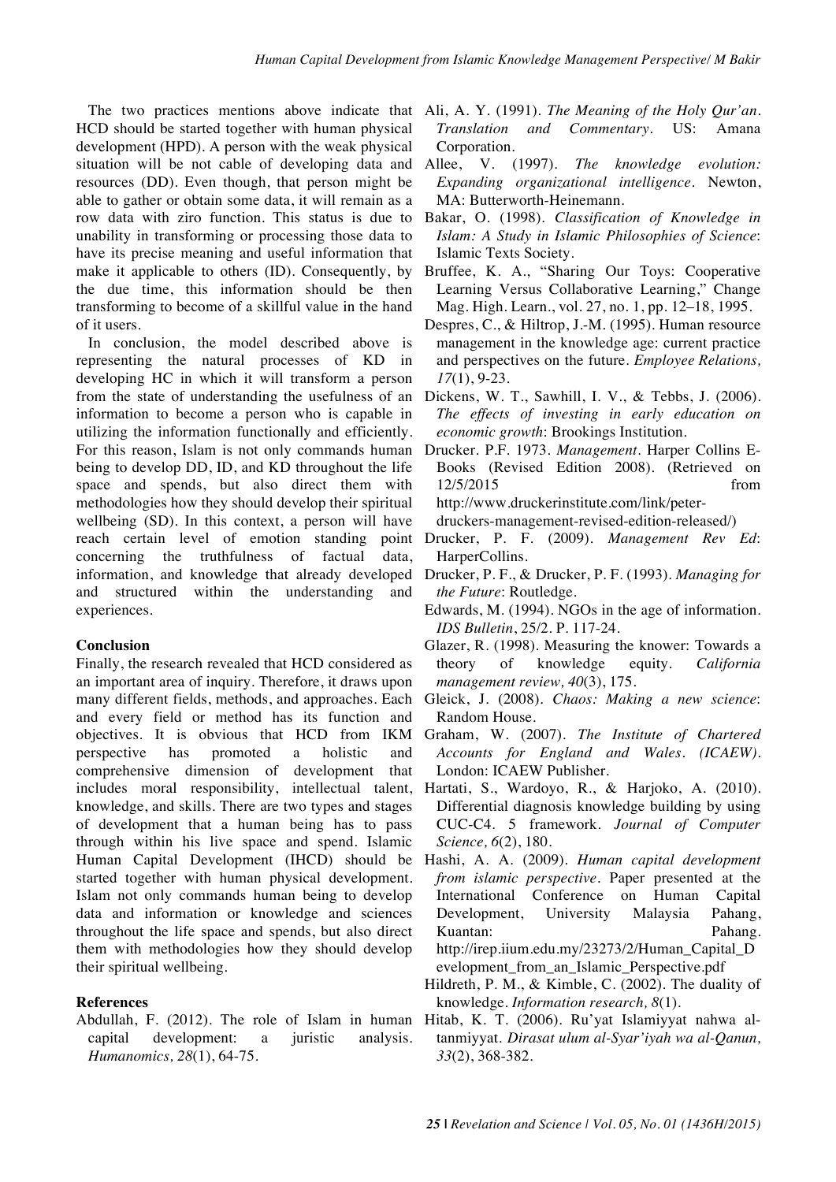The two practices mentions above indicate that HCD should be started together with human physical development (HPD). A person with the weak physical situation will be not cable of developing data and resources (DD). Even though, that person might be able to gather or obtain some data, it will remain as a row data with ziro function. This status is due to unability in transforming or processing those data to have its precise meaning and useful information that make it applicable to others (ID). Consequently, by the due time, this information should be then transforming to become of a skillful value in the hand of it users.

In conclusion, the model described above is representing the natural processes of KD in developing HC in which it will transform a person from the state of understanding the usefulness of an information to become a person who is capable in utilizing the information functionally and efficiently. For this reason, Islam is not only commands human being to develop DD, ID, and KD throughout the life space and spends, but also direct them with methodologies how they should develop their spiritual wellbeing (SD). In this context, a person will have reach certain level of emotion standing point concerning the truthfulness of factual data, information, and knowledge that already developed and structured within the understanding and experiences.

## Conclusion

Finally, the research revealed that HCD considered as an important area of inquiry. Therefore, it draws upon many different fields, methods, and approaches. Each and every field or method has its function and objectives. It is obvious that HCD from IKM perspective has promoted a holistic and comprehensive dimension of development that includes moral responsibility, intellectual talent, knowledge, and skills. There are two types and stages of development that a human being has to pass through within his live space and spend. Islamic Human Capital Development (IHCD) should be started together with human physical development. Islam not only commands human being to develop data and information or knowledge and sciences throughout the life space and spends, but also direct them with methodologies how they should develop their spiritual wellbeing.

## References

Abdullah, F. (2012). The role of Islam in human capital development: a juristic analysis. *Humanomics, 28*(1), 64-75.

Ali, A. Y. (1991). *The Meaning of the Holy Qur'an. Translation and Commentary*. US: Amana Corporation.

Allee, V. (1997). *The knowledge evolution: Expanding organizational intelligence*. Newton, MA: Butterworth-Heinemann.

Bakar, O. (1998). *Classification of Knowledge in Islam: A Study in Islamic Philosophies of Science*: Islamic Texts Society.

Bruffee, K. A., "Sharing Our Toys: Cooperative Learning Versus Collaborative Learning," Change Mag. High. Learn., vol. 27, no. 1, pp. 12–18, 1995.

Despres, C., & Hiltrop, J.-M. (1995). Human resource management in the knowledge age: current practice and perspectives on the future. *Employee Relations, 17*(1), 9-23.

Dickens, W. T., Sawhill, I. V., & Tebbs, J. (2006). *The effects of investing in early education on economic growth*: Brookings Institution.

Drucker. P.F. 1973. *Management*. Harper Collins E-Books (Revised Edition 2008). (Retrieved on 12/5/2015 from http://www.druckerinstitute.com/link/peter-druckers-management-revised-edition-released/)

Drucker, P. F. (2009). *Management Rev Ed*: HarperCollins.

Drucker, P. F., & Drucker, P. F. (1993). *Managing for the Future*: Routledge.

Edwards, M. (1994). NGOs in the age of information. *IDS Bulletin*, 25/2. P. 117-24.

Glazer, R. (1998). Measuring the knower: Towards a theory of knowledge equity. *California management review, 40*(3), 175.

Gleick, J. (2008). *Chaos: Making a new science*: Random House.

Graham, W. (2007). *The Institute of Chartered Accounts for England and Wales. (ICAEW)*. London: ICAEW Publisher.

Hartati, S., Wardoyo, R., & Harjoko, A. (2010). Differential diagnosis knowledge building by using CUC-C4. 5 framework. *Journal of Computer Science, 6*(2), 180.

Hashi, A. A. (2009). *Human capital development from islamic perspective*. Paper presented at the International Conference on Human Capital Development, University Malaysia Pahang, Kuantan: Pahang. http://irep.iium.edu.my/23273/2/Human_Capital_Development_from_an_Islamic_Perspective.pdf

Hildreth, P. M., & Kimble, C. (2002). The duality of knowledge. *Information research, 8*(1).

Hitab, K. T. (2006). Ru'yat Islamiyyat nahwa al-tanmiyyat. *Dirasat ulum al-Syar'iyah wa al-Qanun, 33*(2), 368-382.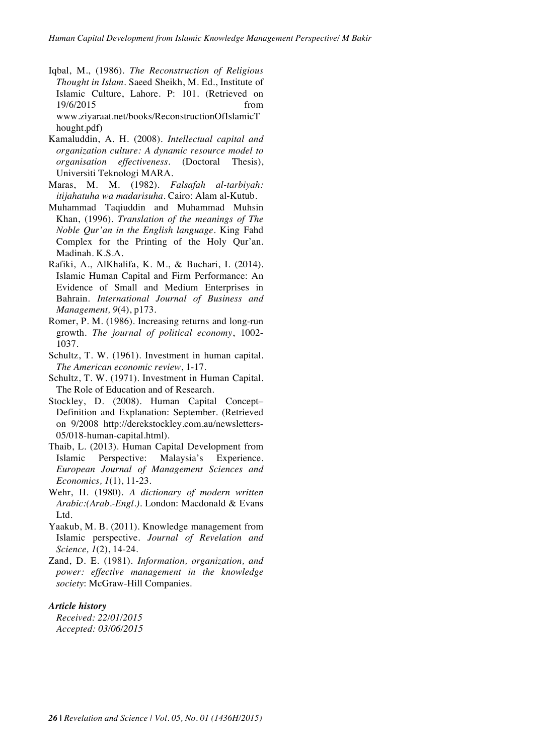Iqbal, M., (1986). *The Reconstruction of Religious Thought in Islam*. Saeed Sheikh, M. Ed., Institute of Islamic Culture, Lahore. P: 101. (Retrieved on 19/6/2015 from www.ziyaraat.net/books/ReconstructionOfIslamicThought.pdf)

Kamaluddin, A. H. (2008). *Intellectual capital and organization culture: A dynamic resource model to organisation effectiveness*. (Doctoral Thesis), Universiti Teknologi MARA.

Maras, M. M. (1982). *Falsafah al-tarbiyah: itijahatuha wa madarisuha*. Cairo: Alam al-Kutub.

Muhammad Taqiuddin and Muhammad Muhsin Khan, (1996). *Translation of the meanings of The Noble Qur'an in the English language*. King Fahd Complex for the Printing of the Holy Qur'an. Madinah. K.S.A.

Rafiki, A., AlKhalifa, K. M., & Buchari, I. (2014). Islamic Human Capital and Firm Performance: An Evidence of Small and Medium Enterprises in Bahrain. *International Journal of Business and Management, 9*(4), p173.

Romer, P. M. (1986). Increasing returns and long-run growth. *The journal of political economy*, 1002-1037.

Schultz, T. W. (1961). Investment in human capital. *The American economic review*, 1-17.

Schultz, T. W. (1971). Investment in Human Capital. The Role of Education and of Research.

Stockley, D. (2008). Human Capital Concept– Definition and Explanation: September. (Retrieved on 9/2008 http://derekstockley.com.au/newsletters-05/018-human-capital.html).

Thaib, L. (2013). Human Capital Development from Islamic Perspective: Malaysia's Experience. *European Journal of Management Sciences and Economics, 1*(1), 11-23.

Wehr, H. (1980). *A dictionary of modern written Arabic:(Arab.-Engl.)*. London: Macdonald & Evans Ltd.

Yaakub, M. B. (2011). Knowledge management from Islamic perspective. *Journal of Revelation and Science, 1*(2), 14-24.

Zand, D. E. (1981). *Information, organization, and power: effective management in the knowledge society*: McGraw-Hill Companies.

***Article history***

*Received: 22/01/2015*
*Accepted: 03/06/2015*